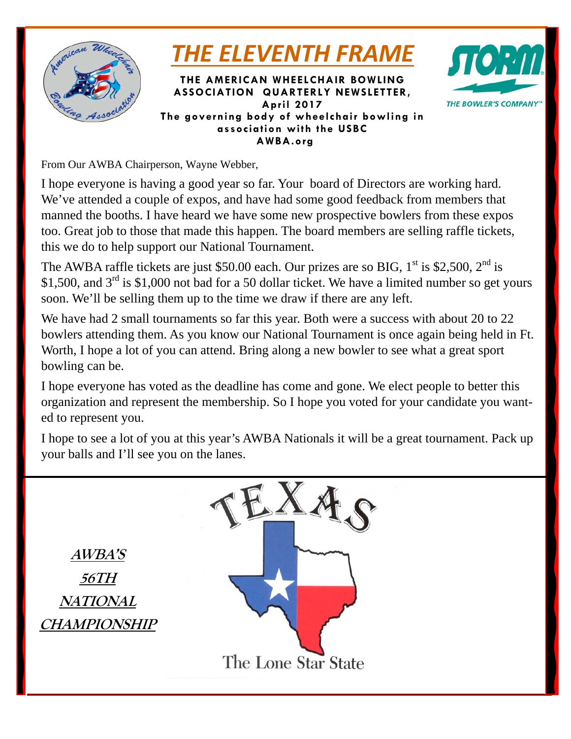# THE ELEVENTH FRAME

**THE AMERICAN WHEELCHAIR BOWLING ASSOCIATION QUARTERLY NEWSLETTER, April 2017**

**The governing body of wheelchair bowling in association with the USBC**

**AWBA.org**

From Our AWBA Chairperson, Wayne Webber,

I hope everyone is having a good year so far. Your board of Directors are working hard. We've attended a couple of expos, and have had some good feedback from members that manned the booths. I have heard we have some new prospective bowlers from these expos too. Great job to those that made this happen. The board members are selling raffle tickets, this we do to help support our National Tournament.

The AWBA raffle tickets are just $50.00 each. Our prizes are so BIG, 1st is $2,500, 2nd is $1,500, and 3rd is $1,000 not bad for a 50 dollar ticket. We have a limited number so get yours soon. We'll be selling them up to the time we draw if there are any left.

We have had 2 small tournaments so far this year. Both were a success with about 20 to 22 bowlers attending them. As you know our National Tournament is once again being held in Ft. Worth, I hope a lot of you can attend. Bring along a new bowler to see what a great sport bowling can be.

I hope everyone has voted as the deadline has come and gone. We elect people to better this organization and represent the membership. So I hope you voted for your candidate you wanted to represent you.

I hope to see a lot of you at this year's AWBA Nationals it will be a great tournament. Pack up your balls and I'll see you on the lanes.

**AWBA'S 56TH NATIONAL CHAMPIONSHIP**

TEXAS

The Lone Star State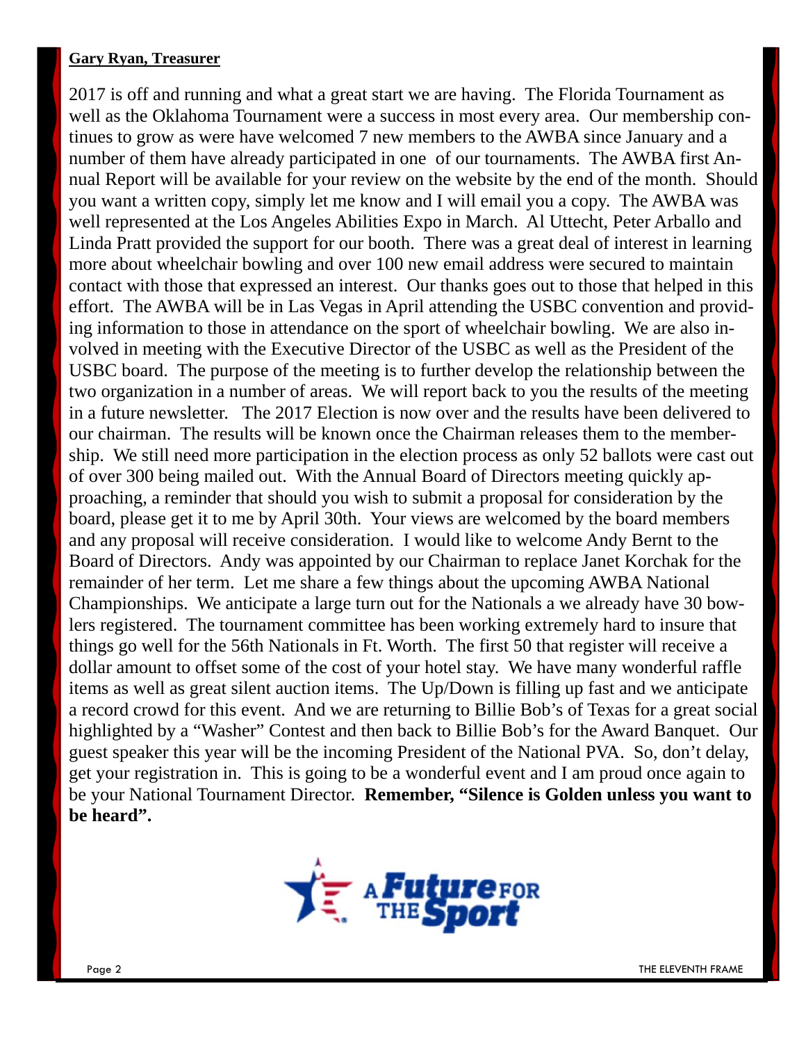**Gary Ryan, Treasurer**

2017 is off and running and what a great start we are having. The Florida Tournament as well as the Oklahoma Tournament were a success in most every area. Our membership continues to grow as were have welcomed 7 new members to the AWBA since January and a number of them have already participated in one of our tournaments. The AWBA first Annual Report will be available for your review on the website by the end of the month. Should you want a written copy, simply let me know and I will email you a copy. The AWBA was well represented at the Los Angeles Abilities Expo in March. Al Uttecht, Peter Arballo and Linda Pratt provided the support for our booth. There was a great deal of interest in learning more about wheelchair bowling and over 100 new email address were secured to maintain contact with those that expressed an interest. Our thanks goes out to those that helped in this effort. The AWBA will be in Las Vegas in April attending the USBC convention and providing information to those in attendance on the sport of wheelchair bowling. We are also involved in meeting with the Executive Director of the USBC as well as the President of the USBC board. The purpose of the meeting is to further develop the relationship between the two organization in a number of areas. We will report back to you the results of the meeting in a future newsletter. The 2017 Election is now over and the results have been delivered to our chairman. The results will be known once the Chairman releases them to the membership. We still need more participation in the election process as only 52 ballots were cast out of over 300 being mailed out. With the Annual Board of Directors meeting quickly approaching, a reminder that should you wish to submit a proposal for consideration by the board, please get it to me by April 30th. Your views are welcomed by the board members and any proposal will receive consideration. I would like to welcome Andy Bernt to the Board of Directors. Andy was appointed by our Chairman to replace Janet Korchak for the remainder of her term. Let me share a few things about the upcoming AWBA National Championships. We anticipate a large turn out for the Nationals a we already have 30 bowlers registered. The tournament committee has been working extremely hard to insure that things go well for the 56th Nationals in Ft. Worth. The first 50 that register will receive a dollar amount to offset some of the cost of your hotel stay. We have many wonderful raffle items as well as great silent auction items. The Up/Down is filling up fast and we anticipate a record crowd for this event. And we are returning to Billie Bob's of Texas for a great social highlighted by a "Washer" Contest and then back to Billie Bob's for the Award Banquet. Our guest speaker this year will be the incoming President of the National PVA. So, don't delay, get your registration in. This is going to be a wonderful event and I am proud once again to be your National Tournament Director. **Remember, "Silence is Golden unless you want to be heard".**

A Future FOR THE Sport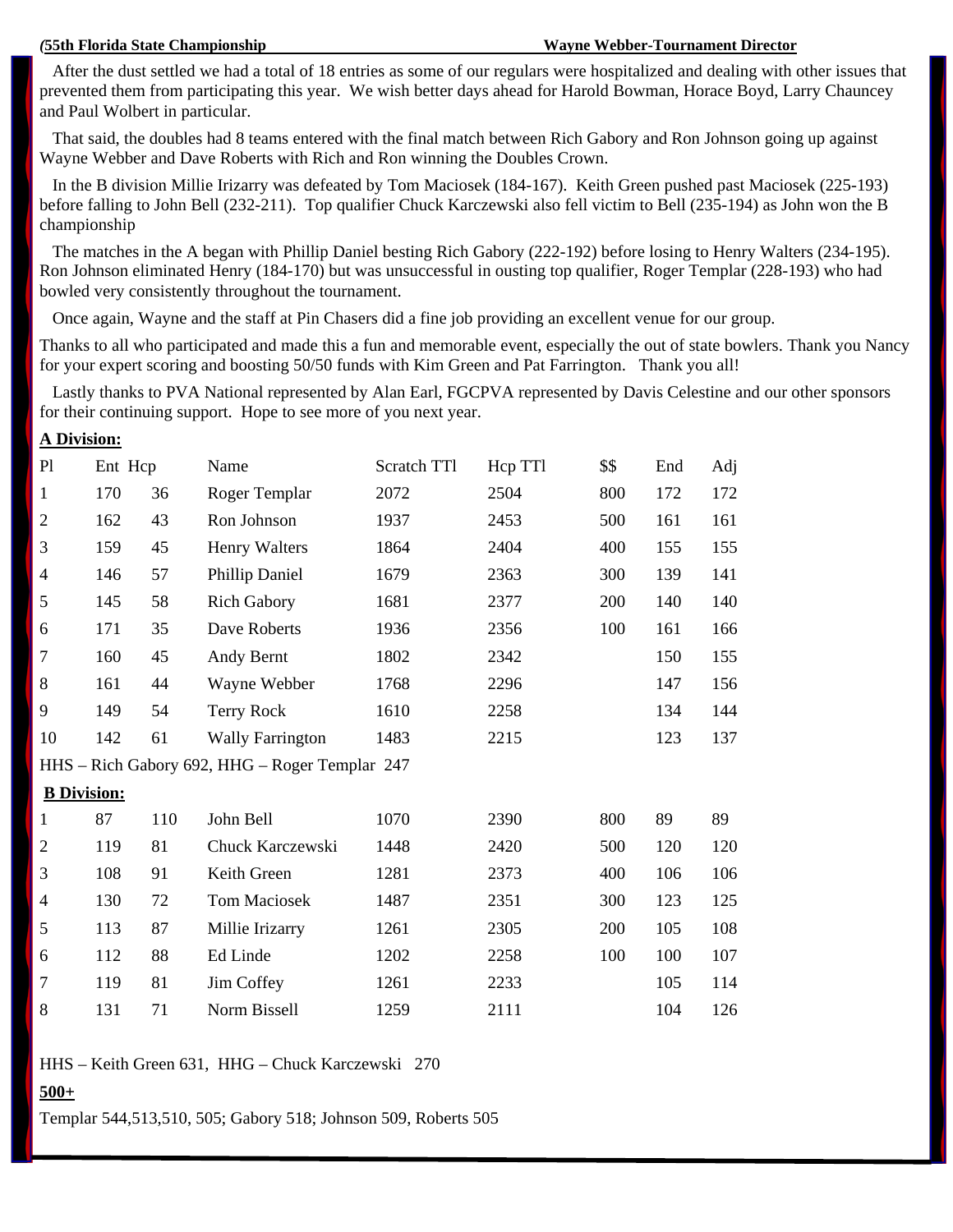**(55th Florida State Championship Wayne Webber-Tournament Director**

After the dust settled we had a total of 18 entries as some of our regulars were hospitalized and dealing with other issues that prevented them from participating this year. We wish better days ahead for Harold Bowman, Horace Boyd, Larry Chauncey and Paul Wolbert in particular.

That said, the doubles had 8 teams entered with the final match between Rich Gabory and Ron Johnson going up against Wayne Webber and Dave Roberts with Rich and Ron winning the Doubles Crown.

In the B division Millie Irizarry was defeated by Tom Maciosek (184-167). Keith Green pushed past Maciosek (225-193) before falling to John Bell (232-211). Top qualifier Chuck Karczewski also fell victim to Bell (235-194) as John won the B championship

The matches in the A began with Phillip Daniel besting Rich Gabory (222-192) before losing to Henry Walters (234-195). Ron Johnson eliminated Henry (184-170) but was unsuccessful in ousting top qualifier, Roger Templar (228-193) who had bowled very consistently throughout the tournament.

Once again, Wayne and the staff at Pin Chasers did a fine job providing an excellent venue for our group.

Thanks to all who participated and made this a fun and memorable event, especially the out of state bowlers. Thank you Nancy for your expert scoring and boosting 50/50 funds with Kim Green and Pat Farrington. Thank you all!

Lastly thanks to PVA National represented by Alan Earl, FGCPVA represented by Davis Celestine and our other sponsors for their continuing support. Hope to see more of you next year.

**A Division:**

| Pl | Ent | Hcp | Name | Scratch TTl | Hcp TTl | $$ | End | Adj |
|---|---|---|---|---|---|---|---|---|
| 1 | 170 | 36 | Roger Templar | 2072 | 2504 | 800 | 172 | 172 |
| 2 | 162 | 43 | Ron Johnson | 1937 | 2453 | 500 | 161 | 161 |
| 3 | 159 | 45 | Henry Walters | 1864 | 2404 | 400 | 155 | 155 |
| 4 | 146 | 57 | Phillip Daniel | 1679 | 2363 | 300 | 139 | 141 |
| 5 | 145 | 58 | Rich Gabory | 1681 | 2377 | 200 | 140 | 140 |
| 6 | 171 | 35 | Dave Roberts | 1936 | 2356 | 100 | 161 | 166 |
| 7 | 160 | 45 | Andy Bernt | 1802 | 2342 | | 150 | 155 |
| 8 | 161 | 44 | Wayne Webber | 1768 | 2296 | | 147 | 156 |
| 9 | 149 | 54 | Terry Rock | 1610 | 2258 | | 134 | 144 |
| 10 | 142 | 61 | Wally Farrington | 1483 | 2215 | | 123 | 137 |

HHS – Rich Gabory 692, HHG – Roger Templar 247

**B Division:**

| Pl | Ent | Hcp | Name | Scratch TTl | Hcp TTl | $$ | End | Adj |
|---|---|---|---|---|---|---|---|---|
| 1 | 87 | 110 | John Bell | 1070 | 2390 | 800 | 89 | 89 |
| 2 | 119 | 81 | Chuck Karczewski | 1448 | 2420 | 500 | 120 | 120 |
| 3 | 108 | 91 | Keith Green | 1281 | 2373 | 400 | 106 | 106 |
| 4 | 130 | 72 | Tom Maciosek | 1487 | 2351 | 300 | 123 | 125 |
| 5 | 113 | 87 | Millie Irizarry | 1261 | 2305 | 200 | 105 | 108 |
| 6 | 112 | 88 | Ed Linde | 1202 | 2258 | 100 | 100 | 107 |
| 7 | 119 | 81 | Jim Coffey | 1261 | 2233 | | 105 | 114 |
| 8 | 131 | 71 | Norm Bissell | 1259 | 2111 | | 104 | 126 |

HHS – Keith Green 631, HHG – Chuck Karczewski 270

**500+**

Templar 544,513,510, 505; Gabory 518; Johnson 509, Roberts 505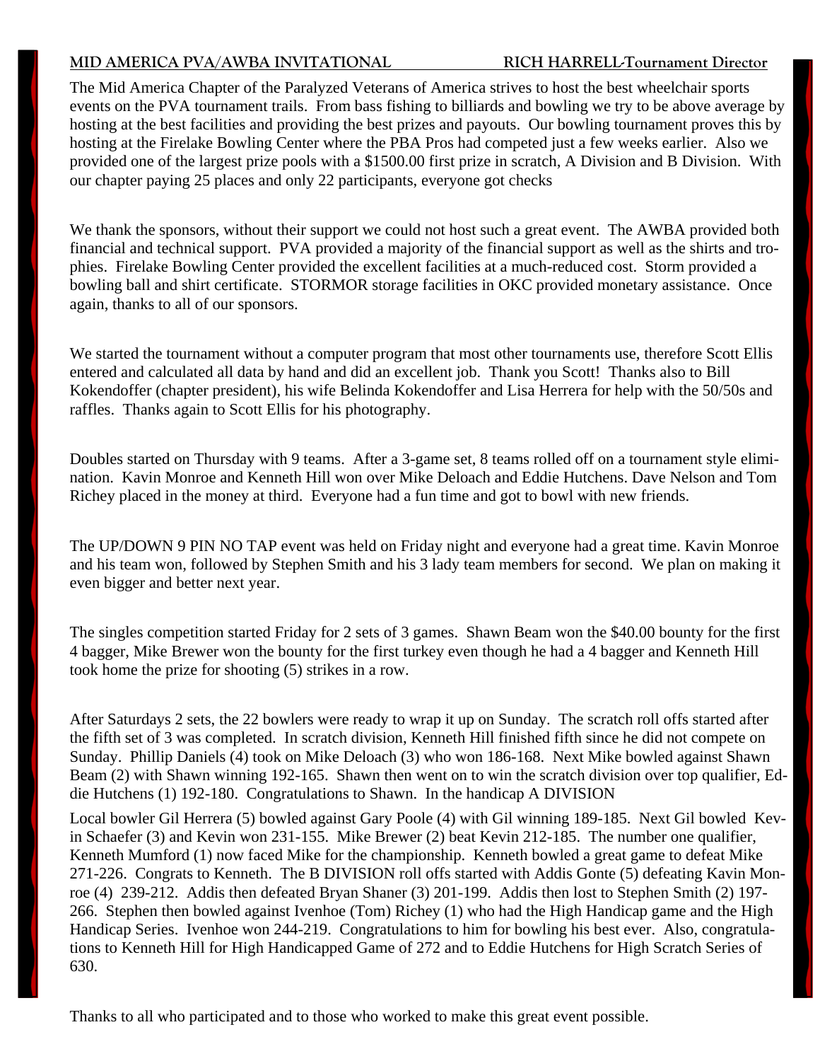**MID AMERICA PVA/AWBA INVITATIONAL RICH HARRELL-Tournament Director**

The Mid America Chapter of the Paralyzed Veterans of America strives to host the best wheelchair sports events on the PVA tournament trails. From bass fishing to billiards and bowling we try to be above average by hosting at the best facilities and providing the best prizes and payouts. Our bowling tournament proves this by hosting at the Firelake Bowling Center where the PBA Pros had competed just a few weeks earlier. Also we provided one of the largest prize pools with a $1500.00 first prize in scratch, A Division and B Division. With our chapter paying 25 places and only 22 participants, everyone got checks

We thank the sponsors, without their support we could not host such a great event. The AWBA provided both financial and technical support. PVA provided a majority of the financial support as well as the shirts and trophies. Firelake Bowling Center provided the excellent facilities at a much-reduced cost. Storm provided a bowling ball and shirt certificate. STORMOR storage facilities in OKC provided monetary assistance. Once again, thanks to all of our sponsors.

We started the tournament without a computer program that most other tournaments use, therefore Scott Ellis entered and calculated all data by hand and did an excellent job. Thank you Scott! Thanks also to Bill Kokendoffer (chapter president), his wife Belinda Kokendoffer and Lisa Herrera for help with the 50/50s and raffles. Thanks again to Scott Ellis for his photography.

Doubles started on Thursday with 9 teams. After a 3-game set, 8 teams rolled off on a tournament style elimination. Kavin Monroe and Kenneth Hill won over Mike Deloach and Eddie Hutchens. Dave Nelson and Tom Richey placed in the money at third. Everyone had a fun time and got to bowl with new friends.

The UP/DOWN 9 PIN NO TAP event was held on Friday night and everyone had a great time. Kavin Monroe and his team won, followed by Stephen Smith and his 3 lady team members for second. We plan on making it even bigger and better next year.

The singles competition started Friday for 2 sets of 3 games. Shawn Beam won the $40.00 bounty for the first 4 bagger, Mike Brewer won the bounty for the first turkey even though he had a 4 bagger and Kenneth Hill took home the prize for shooting (5) strikes in a row.

After Saturdays 2 sets, the 22 bowlers were ready to wrap it up on Sunday. The scratch roll offs started after the fifth set of 3 was completed. In scratch division, Kenneth Hill finished fifth since he did not compete on Sunday. Phillip Daniels (4) took on Mike Deloach (3) who won 186-168. Next Mike bowled against Shawn Beam (2) with Shawn winning 192-165. Shawn then went on to win the scratch division over top qualifier, Eddie Hutchens (1) 192-180. Congratulations to Shawn. In the handicap A DIVISION

Local bowler Gil Herrera (5) bowled against Gary Poole (4) with Gil winning 189-185. Next Gil bowled Kevin Schaefer (3) and Kevin won 231-155. Mike Brewer (2) beat Kevin 212-185. The number one qualifier, Kenneth Mumford (1) now faced Mike for the championship. Kenneth bowled a great game to defeat Mike 271-226. Congrats to Kenneth. The B DIVISION roll offs started with Addis Gonte (5) defeating Kavin Monroe (4) 239-212. Addis then defeated Bryan Shaner (3) 201-199. Addis then lost to Stephen Smith (2) 197-266. Stephen then bowled against Ivenhoe (Tom) Richey (1) who had the High Handicap game and the High Handicap Series. Ivenhoe won 244-219. Congratulations to him for bowling his best ever. Also, congratulations to Kenneth Hill for High Handicapped Game of 272 and to Eddie Hutchens for High Scratch Series of 630.

Thanks to all who participated and to those who worked to make this great event possible.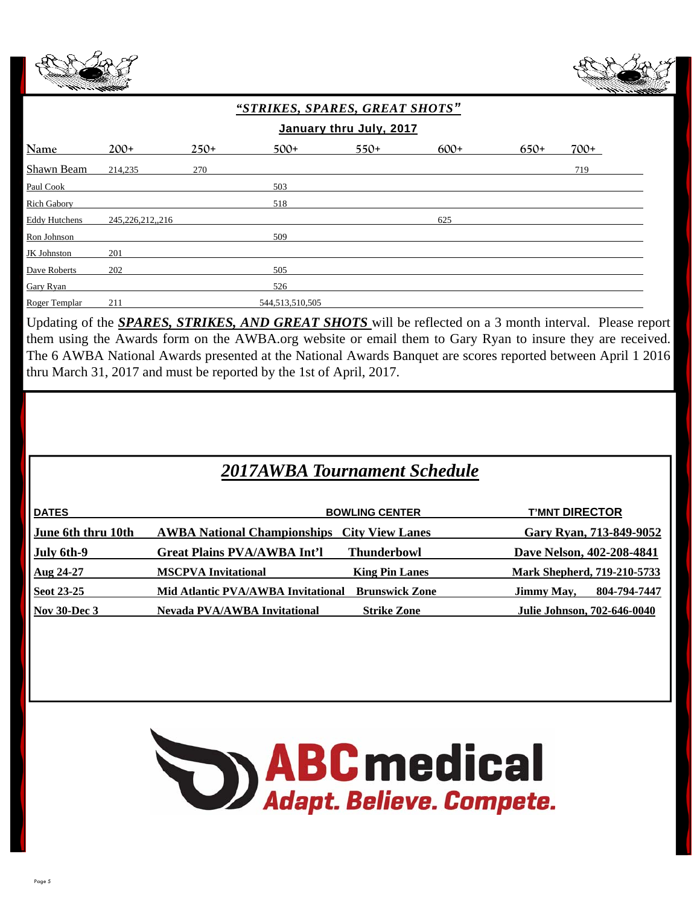## *"STRIKES, SPARES, GREAT SHOTS"*

### January thru July, 2017

| Name | 200+ | 250+ | 500+ | 550+ | 600+ | 650+ | 700+ |
|---|---|---|---|---|---|---|---|
| Shawn Beam | 214,235 | 270 | | | | | 719 |
| Paul Cook | | | 503 | | | | |
| Rich Gabory | | | 518 | | | | |
| Eddy Hutchens | 245,226,212,,216 | | | | 625 | | |
| Ron Johnson | | | 509 | | | | |
| JK Johnston | 201 | | | | | | |
| Dave Roberts | 202 | | 505 | | | | |
| Gary Ryan | | | 526 | | | | |
| Roger Templar | 211 | | 544,513,510,505 | | | | |

Updating of the ***SPARES, STRIKES, AND GREAT SHOTS*** will be reflected on a 3 month interval. Please report them using the Awards form on the AWBA.org website or email them to Gary Ryan to insure they are received. The 6 AWBA National Awards presented at the National Awards Banquet are scores reported between April 1 2016 thru March 31, 2017 and must be reported by the 1st of April, 2017.

## *2017AWBA Tournament Schedule*

| DATES | | BOWLING CENTER | T'MNT DIRECTOR |
|---|---|---|---|
| **June 6th thru 10th** | **AWBA National Championships** | **City View Lanes** | **Gary Ryan, 713-849-9052** |
| **July 6th-9** | **Great Plains PVA/AWBA Int'l** | **Thunderbowl** | **Dave Nelson, 402-208-4841** |
| **Aug 24-27** | **MSCPVA Invitational** | **King Pin Lanes** | **Mark Shepherd, 719-210-5733** |
| **Seot 23-25** | **Mid Atlantic PVA/AWBA Invitational** | **Brunswick Zone** | **Jimmy May, 804-794-7447** |
| **Nov 30-Dec 3** | **Nevada PVA/AWBA Invitational** | **Strike Zone** | **Julie Johnson, 702-646-0040** |

**ABCmedical**
***Adapt. Believe. Compete.***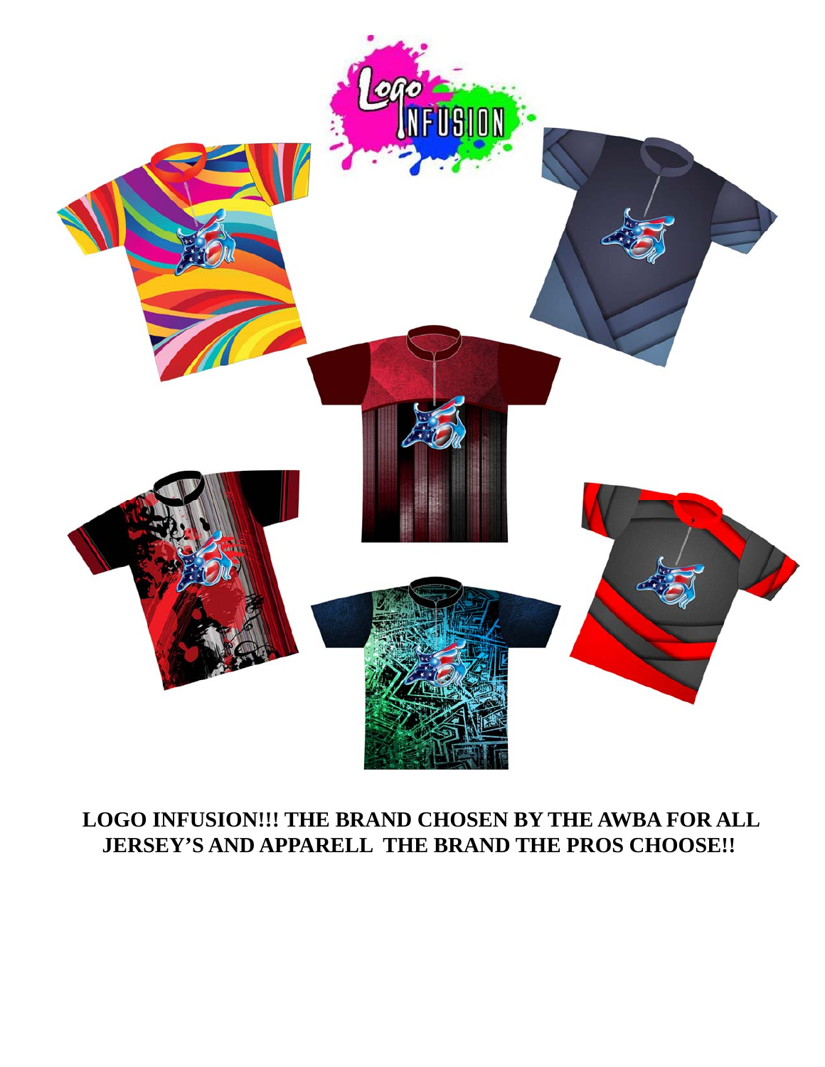**LOGO INFUSION!!! THE BRAND CHOSEN BY THE AWBA FOR ALL JERSEY'S AND APPARELL THE BRAND THE PROS CHOOSE!!**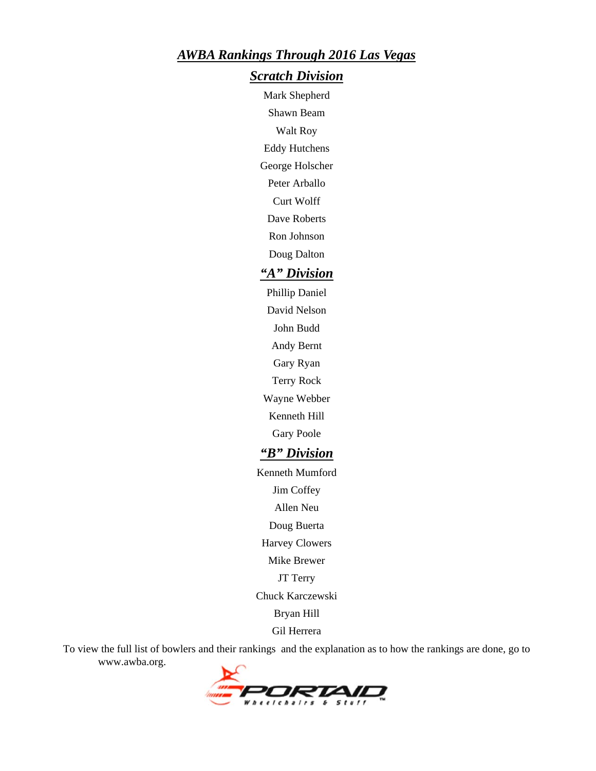# *AWBA Rankings Through 2016 Las Vegas*

## *Scratch Division*

Mark Shepherd

Shawn Beam

Walt Roy

Eddy Hutchens

George Holscher

Peter Arballo

Curt Wolff

Dave Roberts

Ron Johnson

Doug Dalton

## *"A" Division*

Phillip Daniel

David Nelson

John Budd

Andy Bernt

Gary Ryan

Terry Rock

Wayne Webber

Kenneth Hill

Gary Poole

## *"B" Division*

Kenneth Mumford

Jim Coffey

Allen Neu

Doug Buerta

Harvey Clowers

Mike Brewer

JT Terry

Chuck Karczewski

Bryan Hill

Gil Herrera

To view the full list of bowlers and their rankings and the explanation as to how the rankings are done, go to www.awba.org.

SPORTAID Wheelchairs & Stuff™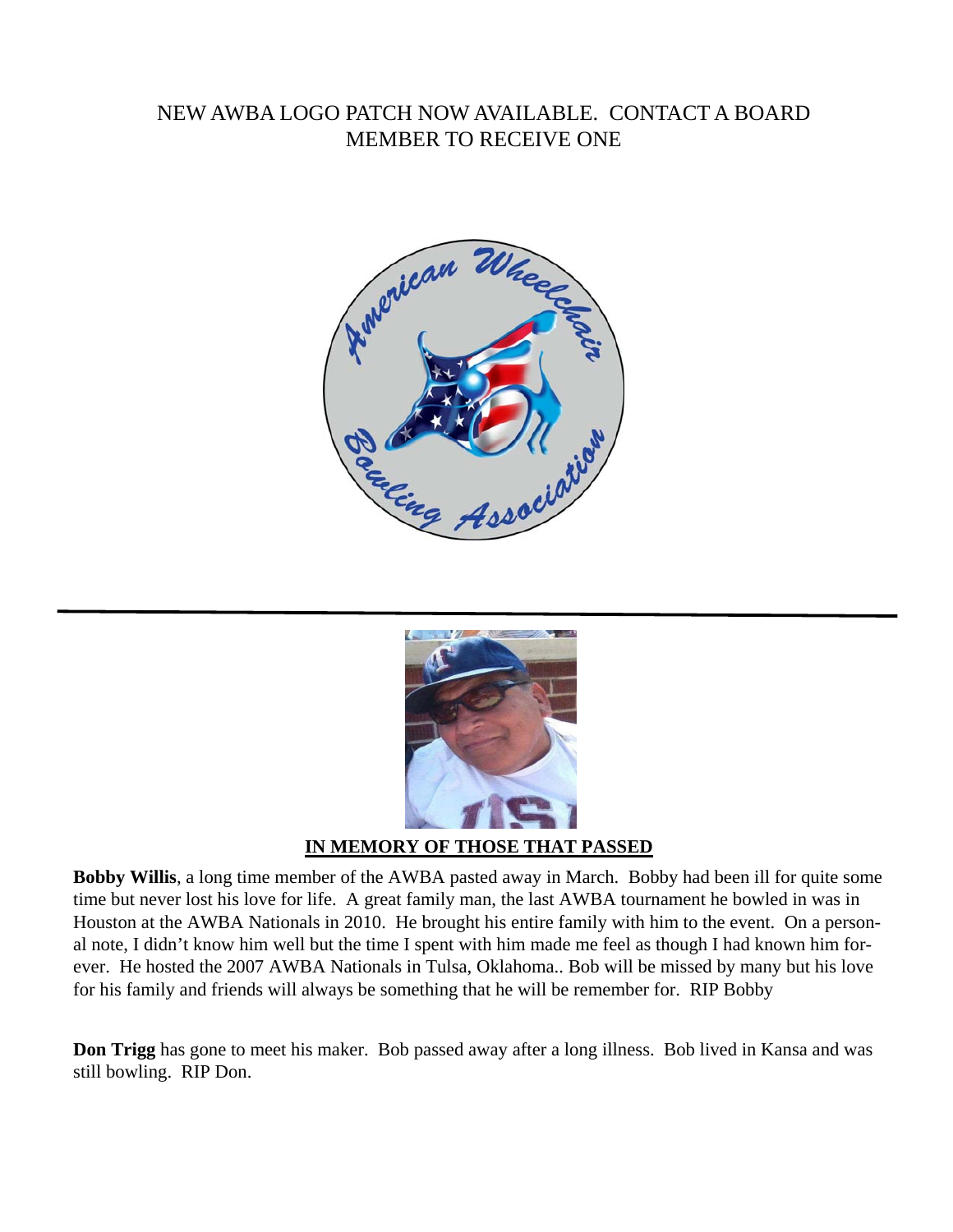NEW AWBA LOGO PATCH NOW AVAILABLE. CONTACT A BOARD MEMBER TO RECEIVE ONE

---

**IN MEMORY OF THOSE THAT PASSED**

**Bobby Willis**, a long time member of the AWBA pasted away in March. Bobby had been ill for quite some time but never lost his love for life. A great family man, the last AWBA tournament he bowled in was in Houston at the AWBA Nationals in 2010. He brought his entire family with him to the event. On a personal note, I didn't know him well but the time I spent with him made me feel as though I had known him forever. He hosted the 2007 AWBA Nationals in Tulsa, Oklahoma.. Bob will be missed by many but his love for his family and friends will always be something that he will be remember for. RIP Bobby

**Don Trigg** has gone to meet his maker. Bob passed away after a long illness. Bob lived in Kansa and was still bowling. RIP Don.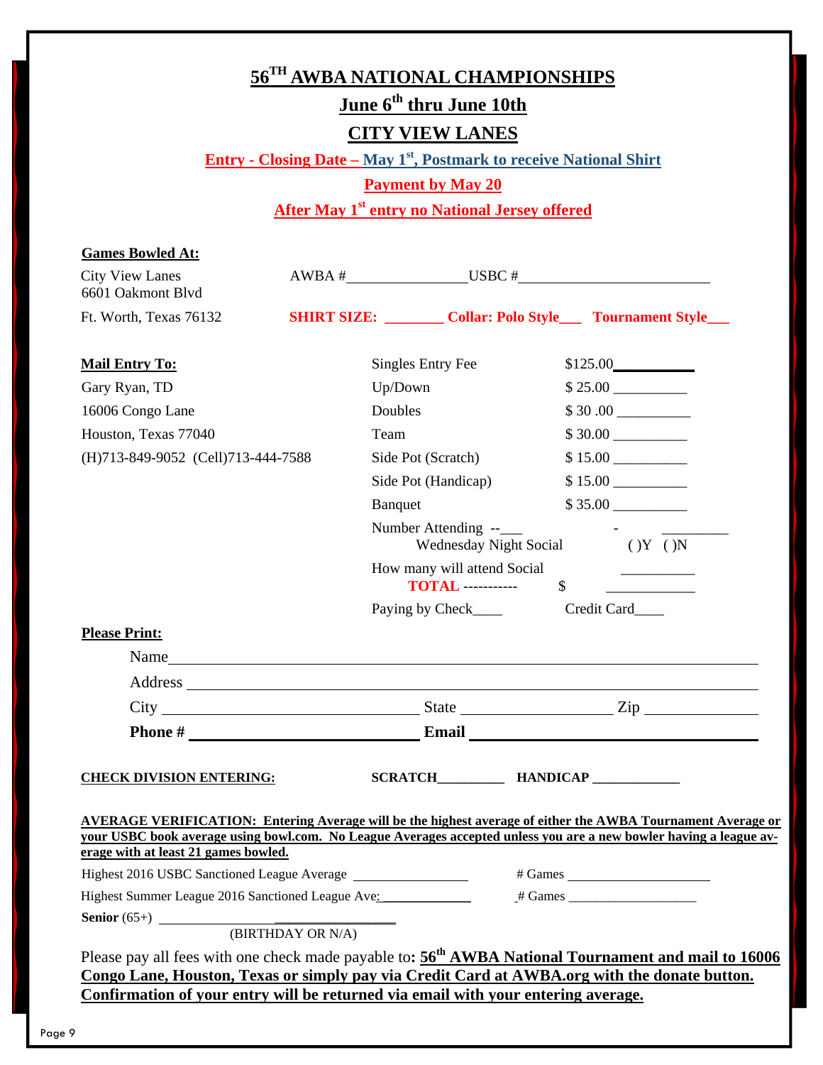# 56TH AWBA NATIONAL CHAMPIONSHIPS

## June 6th thru June 10th

## CITY VIEW LANES

**Entry - Closing Date – May 1st, Postmark to receive National Shirt**

**Payment by May 20**

**After May 1st entry no National Jersey offered**

**Games Bowled At:**

City View Lanes
6601 Oakmont Blvd
Ft. Worth, Texas 76132

AWBA # ________________ USBC # ________________________

**SHIRT SIZE: ________ Collar: Polo Style___ Tournament Style___**

**Mail Entry To:**

Gary Ryan, TD
16006 Congo Lane
Houston, Texas 77040
(H)713-849-9052 (Cell)713-444-7588

| | |
|---|---|
| Singles Entry Fee | $125.00__________ |
| Up/Down | $ 25.00 __________ |
| Doubles | $ 30 .00 __________ |
| Team | $ 30.00 __________ |
| Side Pot (Scratch) | $ 15.00 __________ |
| Side Pot (Handicap) | $ 15.00 __________ |
| Banquet | $ 35.00 __________ |
| Number Attending --___ | - _________ |
| Wednesday Night Social | ( )Y ( )N |
| How many will attend Social | __________ |
| **TOTAL** ----------- | $ ____________ |
| Paying by Check____ | Credit Card____ |

**Please Print:**

Name ________________________________________________

Address ______________________________________________

City ____________________ State ______________ Zip __________

**Phone #** ____________________ **Email** ____________________

**CHECK DIVISION ENTERING:** **SCRATCH_________ HANDICAP ____________**

**AVERAGE VERIFICATION: Entering Average will be the highest average of either the AWBA Tournament Average or your USBC book average using bowl.com. No League Averages accepted unless you are a new bowler having a league average with at least 21 games bowled.**

Highest 2016 USBC Sanctioned League Average ________________ # Games ____________________

Highest Summer League 2016 Sanctioned League Ave:_____________ # Games ___________________

**Senior** (65+) ________________________
(BIRTHDAY OR N/A)

Please pay all fees with one check made payable to**: 56th AWBA National Tournament and mail to 16006 Congo Lane, Houston, Texas or simply pay via Credit Card at AWBA.org with the donate button. Confirmation of your entry will be returned via email with your entering average.**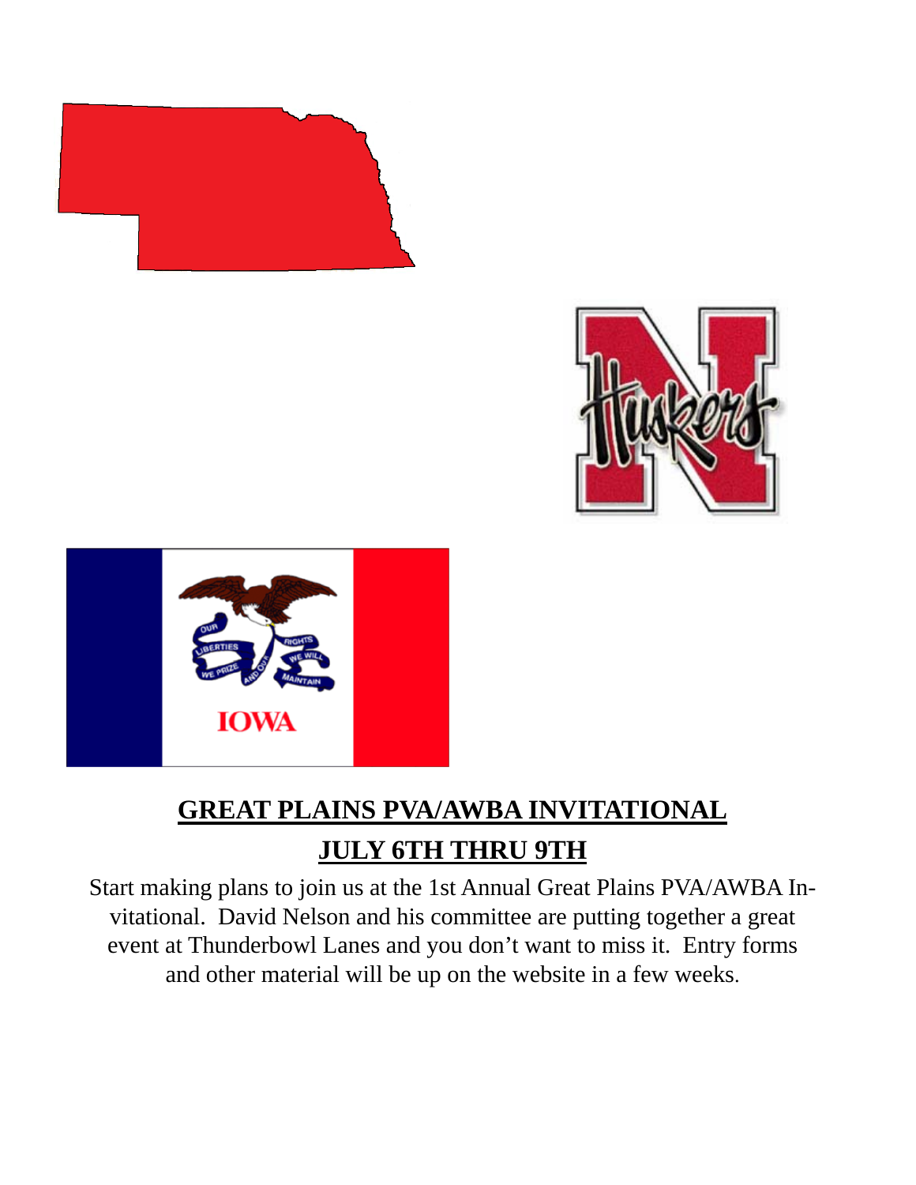## GREAT PLAINS PVA/AWBA INVITATIONAL

## JULY 6TH THRU 9TH

Start making plans to join us at the 1st Annual Great Plains PVA/AWBA Invitational. David Nelson and his committee are putting together a great event at Thunderbowl Lanes and you don't want to miss it. Entry forms and other material will be up on the website in a few weeks.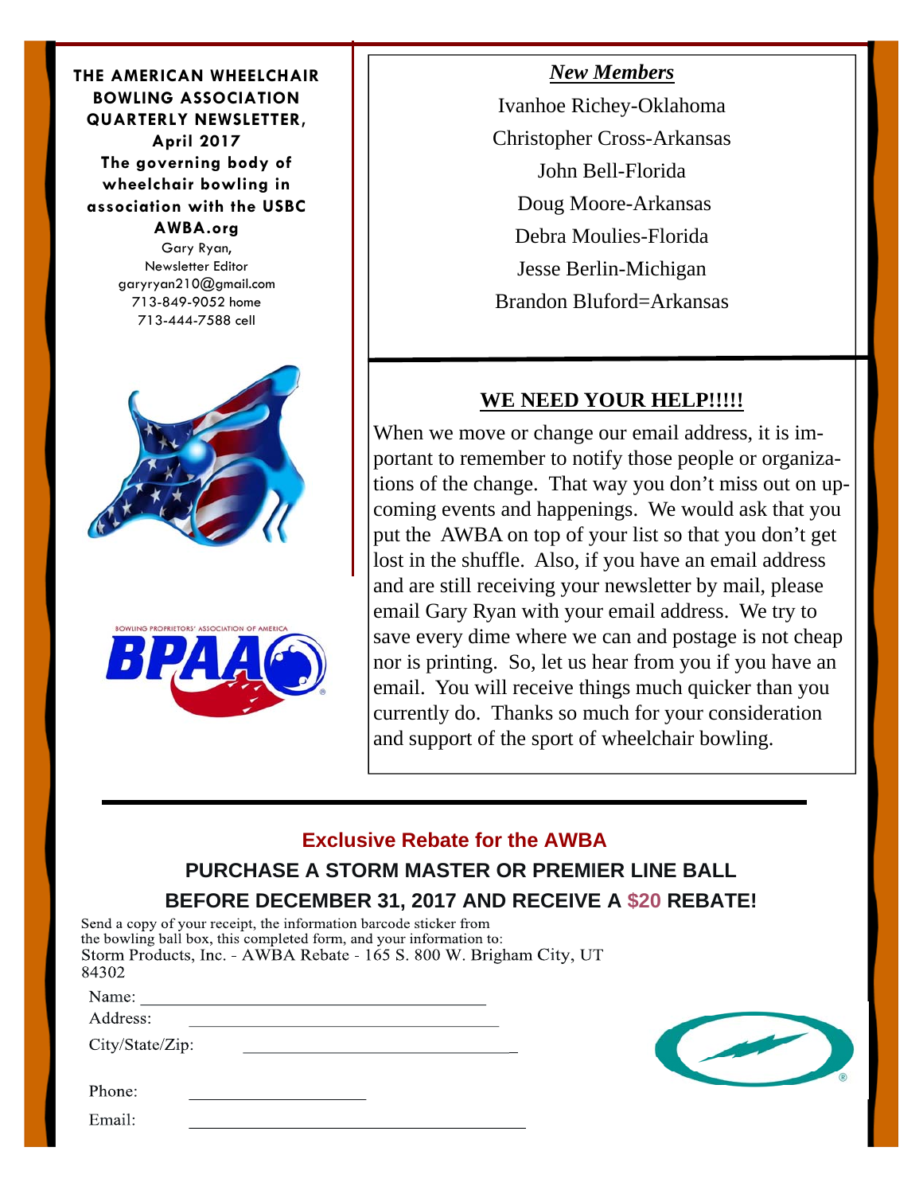**THE AMERICAN WHEELCHAIR BOWLING ASSOCIATION QUARTERLY NEWSLETTER, April 2017**

**The governing body of wheelchair bowling in association with the USBC**

**AWBA.org**

Gary Ryan,
Newsletter Editor
garyryan210@gmail.com
713-849-9052 home
713-444-7588 cell

BOWLING PROPRIETORS' ASSOCIATION OF AMERICA
BPAA

***New Members***

Ivanhoe Richey-Oklahoma

Christopher Cross-Arkansas

John Bell-Florida

Doug Moore-Arkansas

Debra Moulies-Florida

Jesse Berlin-Michigan

Brandon Bluford=Arkansas

## WE NEED YOUR HELP!!!!!

When we move or change our email address, it is important to remember to notify those people or organizations of the change. That way you don't miss out on upcoming events and happenings. We would ask that you put the AWBA on top of your list so that you don't get lost in the shuffle. Also, if you have an email address and are still receiving your newsletter by mail, please email Gary Ryan with your email address. We try to save every dime where we can and postage is not cheap nor is printing. So, let us hear from you if you have an email. You will receive things much quicker than you currently do. Thanks so much for your consideration and support of the sport of wheelchair bowling.

## Exclusive Rebate for the AWBA

### PURCHASE A STORM MASTER OR PREMIER LINE BALL BEFORE DECEMBER 31, 2017 AND RECEIVE A $20 REBATE!

Send a copy of your receipt, the information barcode sticker from the bowling ball box, this completed form, and your information to:
Storm Products, Inc. - AWBA Rebate - 165 S. 800 W. Brigham City, UT 84302

Name: ______________________________

Address: ______________________________

City/State/Zip: ______________________________

Phone: ______________

Email: ______________________________